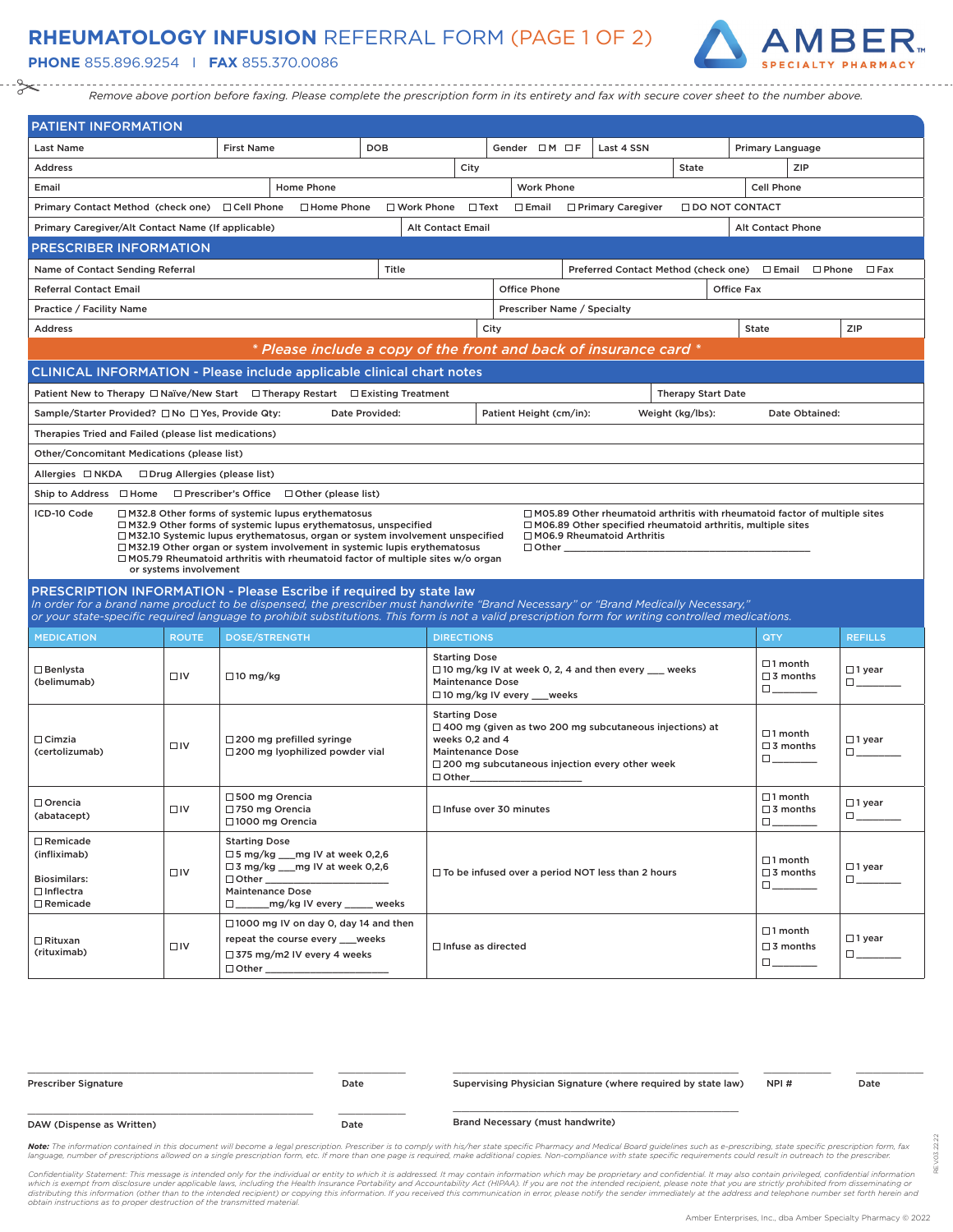# RHEUMATOLOGY INFUSION REFERRAL FORM (PAGE 1 OF 2)

**PHONE** 855.896.9254 | **FAX** 855.370.0086

AMBER SPECIALTY PHARMACY

*Remove above portion before faxing. Please complete the prescription form in its entirety and fax with secure cover sheet to the number above.*

## PATIENT INFORMATION

| Last Name | First Name | DOB | Gender ☐M ☐F | Last 4 SSN | Primary Language |
|---|---|---|---|---|---|

| Address | City | State | ZIP |
|---|---|---|---|

| Email | Home Phone | Work Phone | Cell Phone |
|---|---|---|---|

Primary Contact Method (check one) ☐Cell Phone ☐Home Phone ☐Work Phone ☐Text ☐Email ☐Primary Caregiver ☐DO NOT CONTACT

| Primary Caregiver/Alt Contact Name (If applicable) | Alt Contact Email | Alt Contact Phone |
|---|---|---|

## PRESCRIBER INFORMATION

| Name of Contact Sending Referral | Title | Preferred Contact Method (check one) ☐Email ☐Phone ☐Fax |
|---|---|---|

| Referral Contact Email | Office Phone | Office Fax |
|---|---|---|

| Practice / Facility Name | Prescriber Name / Specialty |
|---|---|

| Address | City | State | ZIP |
|---|---|---|---|

*** Please include a copy of the front and back of insurance card ***

## CLINICAL INFORMATION - Please include applicable clinical chart notes

Patient New to Therapy ☐Naïve/New Start ☐Therapy Restart ☐Existing Treatment | Therapy Start Date

Sample/Starter Provided? ☐No ☐Yes, Provide Qty: Date Provided: | Patient Height (cm/in): Weight (kg/lbs): Date Obtained:

Therapies Tried and Failed (please list medications)

Other/Concomitant Medications (please list)

Allergies ☐NKDA ☐Drug Allergies (please list)

Ship to Address ☐Home ☐Prescriber's Office ☐Other (please list)

ICD-10 Code
- ☐M32.8 Other forms of systemic lupus erythematosus
- ☐M32.9 Other forms of systemic lupus erythematosus, unspecified
- ☐M32.10 Systemic lupus erythematosus, organ or system involvement unspecified
- ☐M32.19 Other organ or system involvement in systemic lupis erythematosus
- ☐M05.79 Rheumatoid arthritis with rheumatoid factor of multiple sites w/o organ or systems involvement
- ☐M05.89 Other rheumatoid arthritis with rheumatoid factor of multiple sites
- ☐M06.89 Other specified rheumatoid arthritis, multiple sites
- ☐M06.9 Rheumatoid Arthritis
- ☐Other ______________________

## PRESCRIPTION INFORMATION - Please Escribe if required by state law

*In order for a brand name product to be dispensed, the prescriber must handwrite "Brand Necessary" or "Brand Medically Necessary," or your state-specific required language to prohibit substitutions. This form is not a valid prescription form for writing controlled medications.*

| MEDICATION | ROUTE | DOSE/STRENGTH | DIRECTIONS | QTY | REFILLS |
|---|---|---|---|---|---|
| ☐Benlysta (belimumab) | ☐IV | ☐10 mg/kg | Starting Dose<br>☐10 mg/kg IV at week 0, 2, 4 and then every ___ weeks<br>Maintenance Dose<br>☐10 mg/kg IV every ___weeks | ☐1 month<br>☐3 months<br>☐________ | ☐1 year<br>☐________ |
| ☐Cimzia (certolizumab) | ☐IV | ☐200 mg prefilled syringe<br>☐200 mg lyophilized powder vial | Starting Dose<br>☐400 mg (given as two 200 mg subcutaneous injections) at weeks 0,2 and 4<br>Maintenance Dose<br>☐200 mg subcutaneous injection every other week<br>☐Other__________________ | ☐1 month<br>☐3 months<br>☐________ | ☐1 year<br>☐________ |
| ☐Orencia (abatacept) | ☐IV | ☐500 mg Orencia<br>☐750 mg Orencia<br>☐1000 mg Orencia | ☐Infuse over 30 minutes | ☐1 month<br>☐3 months<br>☐________ | ☐1 year<br>☐________ |
| ☐Remicade (infliximab)<br><br>Biosimilars:<br>☐Inflectra<br>☐Remicade | ☐IV | Starting Dose<br>☐5 mg/kg ___mg IV at week 0,2,6<br>☐3 mg/kg ___mg IV at week 0,2,6<br>☐Other __________________<br>Maintenance Dose<br>☐______mg/kg IV every _____ weeks | ☐To be infused over a period NOT less than 2 hours | ☐1 month<br>☐3 months<br>☐________ | ☐1 year<br>☐________ |
| ☐Rituxan (rituximab) | ☐IV | ☐1000 mg IV on day 0, day 14 and then repeat the course every ___weeks<br>☐375 mg/m2 IV every 4 weeks<br>☐Other __________________ | ☐Infuse as directed | ☐1 month<br>☐3 months<br>☐________ | ☐1 year<br>☐________ |

Prescriber Signature ____________ Date ____________ Supervising Physician Signature (where required by state law) ____________ NPI # ____________ Date ____________

DAW (Dispense as Written) ____________ Date ____________ Brand Necessary (must handwrite) ____________

***Note:*** *The information contained in this document will become a legal prescription. Prescriber is to comply with his/her state specific Pharmacy and Medical Board guidelines such as e-prescribing, state specific prescription form, fax language, number of prescriptions allowed on a single prescription form, etc. If more than one page is required, make additional copies. Non-compliance with state specific requirements could result in outreach to the prescriber.*

*Confidentiality Statement: This message is intended only for the individual or entity to which it is addressed. It may contain information which may be proprietary and confidential. It may also contain privileged, confidential information which is exempt from disclosure under applicable laws, including the Health Insurance Portability and Accountability Act (HIPAA). If you are not the intended recipient, please note that you are strictly prohibited from disseminating or distributing this information (other than to the intended recipient) or copying this information. If you received this communication in error, please notify the sender immediately at the address and telephone number set forth herein and obtain instructions as to proper destruction of the transmitted material.*

REV.03.22.22

Amber Enterprises, Inc., dba Amber Specialty Pharmacy © 2022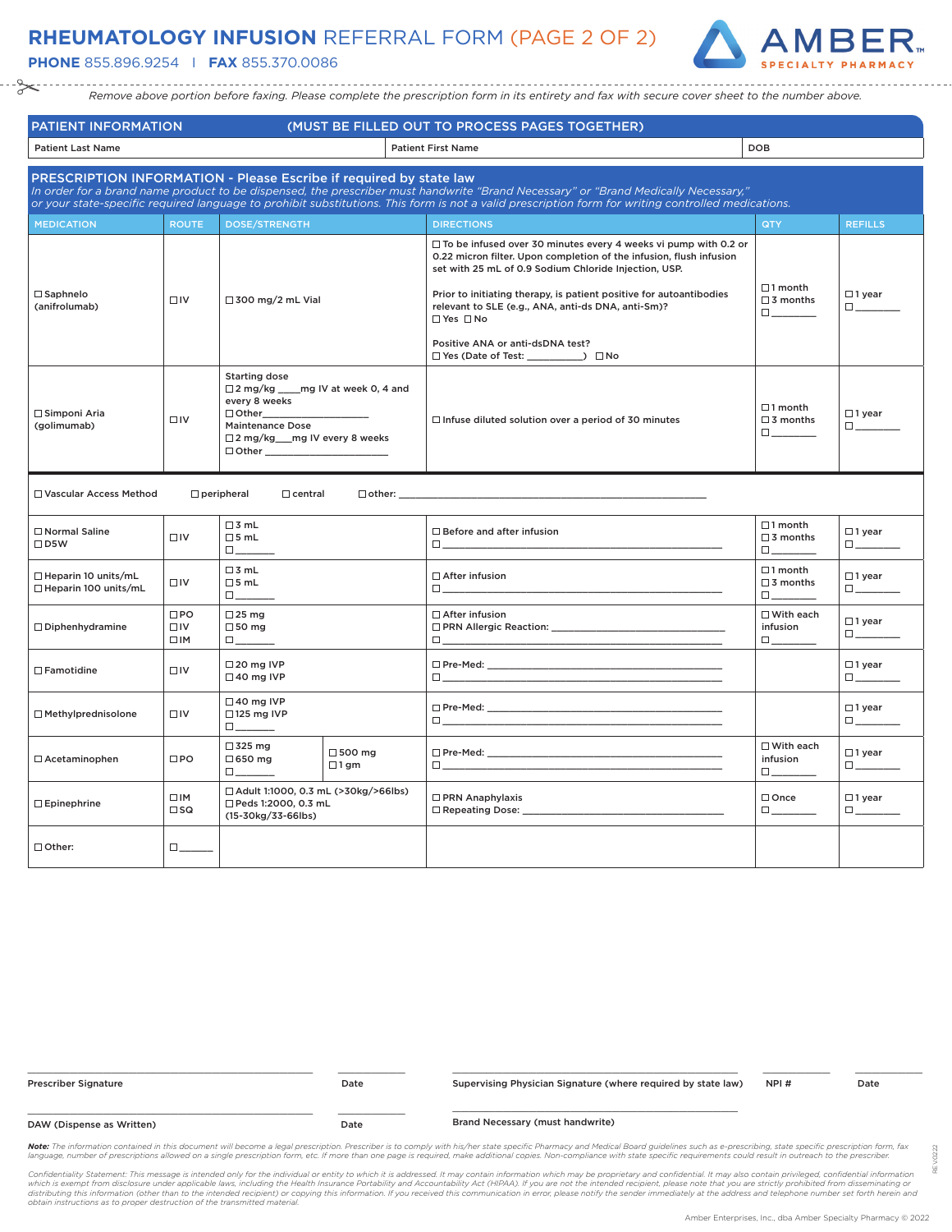# RHEUMATOLOGY INFUSION REFERRAL FORM (PAGE 2 OF 2)

**PHONE** 855.896.9254 | **FAX** 855.370.0086

AMBER SPECIALTY PHARMACY

*Remove above portion before faxing. Please complete the prescription form in its entirety and fax with secure cover sheet to the number above.*

## PATIENT INFORMATION (MUST BE FILLED OUT TO PROCESS PAGES TOGETHER)

| Patient Last Name | Patient First Name | DOB |
|---|---|---|
| | | |

## PRESCRIPTION INFORMATION - Please Escribe if required by state law

*In order for a brand name product to be dispensed, the prescriber must handwrite "Brand Necessary" or "Brand Medically Necessary," or your state-specific required language to prohibit substitutions. This form is not a valid prescription form for writing controlled medications.*

| MEDICATION | ROUTE | DOSE/STRENGTH | DIRECTIONS | QTY | REFILLS |
|---|---|---|---|---|---|
| ☐ Saphnelo (anifrolumab) | ☐ IV | ☐ 300 mg/2 mL Vial | ☐ To be infused over 30 minutes every 4 weeks vi pump with 0.2 or 0.22 micron filter. Upon completion of the infusion, flush infusion set with 25 mL of 0.9 Sodium Chloride Injection, USP. <br><br> Prior to initiating therapy, is patient positive for autoantibodies relevant to SLE (e.g., ANA, anti-ds DNA, anti-Sm)? ☐ Yes ☐ No <br><br> Positive ANA or anti-dsDNA test? ☐ Yes (Date of Test: __________) ☐ No | ☐ 1 month ☐ 3 months ☐ ________ | ☐ 1 year ☐ ________ |
| ☐ Simponi Aria (golimumab) | ☐ IV | Starting dose ☐ 2 mg/kg ____mg IV at week 0, 4 and every 8 weeks ☐ Other__________________ Maintenance Dose ☐ 2 mg/kg___mg IV every 8 weeks ☐ Other ____________________ | ☐ Infuse diluted solution over a period of 30 minutes | ☐ 1 month ☐ 3 months ☐ ________ | ☐ 1 year ☐ ________ |

☐ Vascular Access Method ☐ peripheral ☐ central ☐ other: ______________________________

| MEDICATION | ROUTE | DOSE/STRENGTH | DIRECTIONS | QTY | REFILLS |
|---|---|---|---|---|---|
| ☐ Normal Saline ☐ D5W | ☐ IV | ☐ 3 mL ☐ 5 mL ☐ ________ | ☐ Before and after infusion ☐ ________________________ | ☐ 1 month ☐ 3 months ☐ ________ | ☐ 1 year ☐ ________ |
| ☐ Heparin 10 units/mL ☐ Heparin 100 units/mL | ☐ IV | ☐ 3 mL ☐ 5 mL ☐ ________ | ☐ After infusion ☐ ________________________ | ☐ 1 month ☐ 3 months ☐ ________ | ☐ 1 year ☐ ________ |
| ☐ Diphenhydramine | ☐ PO ☐ IV ☐ IM | ☐ 25 mg ☐ 50 mg ☐ ________ | ☐ After infusion ☐ PRN Allergic Reaction: ____________ ☐ ________________________ | ☐ With each infusion ☐ ________ | ☐ 1 year ☐ ________ |
| ☐ Famotidine | ☐ IV | ☐ 20 mg IVP ☐ 40 mg IVP | ☐ Pre-Med: ____________ ☐ ________________________ | | ☐ 1 year ☐ ________ |
| ☐ Methylprednisolone | ☐ IV | ☐ 40 mg IVP ☐ 125 mg IVP ☐ ________ | ☐ Pre-Med: ____________ ☐ ________________________ | | ☐ 1 year ☐ ________ |
| ☐ Acetaminophen | ☐ PO | ☐ 325 mg ☐ 650 mg ☐ ________ ☐ 500 mg ☐ 1 gm | ☐ Pre-Med: ____________ ☐ ________________________ | ☐ With each infusion ☐ ________ | ☐ 1 year ☐ ________ |
| ☐ Epinephrine | ☐ IM ☐ SQ | ☐ Adult 1:1000, 0.3 mL (>30kg/>66lbs) ☐ Peds 1:2000, 0.3 mL (15-30kg/33-66lbs) | ☐ PRN Anaphylaxis ☐ Repeating Dose: ____________ | ☐ Once ☐ ________ | ☐ 1 year ☐ ________ |
| ☐ Other: | ☐ ______ | | | | |

Prescriber Signature ____________________ Date ________ Supervising Physician Signature (where required by state law) ____________________ NPI # ________ Date ________

DAW (Dispense as Written) ____________________ Date ________ Brand Necessary (must handwrite) ____________________

***Note:*** *The information contained in this document will become a legal prescription. Prescriber is to comply with his/her state specific Pharmacy and Medical Board guidelines such as e-prescribing, state specific prescription form, fax language, number of prescriptions allowed on a single prescription form, etc. If more than one page is required, make additional copies. Non-compliance with state specific requirements could result in outreach to the prescriber.*

*Confidentiality Statement: This message is intended only for the individual or entity to which it is addressed. It may contain information which may be proprietary and confidential. It may also contain privileged, confidential information which is exempt from disclosure under applicable laws, including the Health Insurance Portability and Accountability Act (HIPAA). If you are not the intended recipient, please note that you are strictly prohibited from disseminating or distributing this information (other than to the intended recipient) or copying this information. If you received this communication in error, please notify the sender immediately at the address and telephone number set forth herein and obtain instructions as to proper destruction of the transmitted material.*

REV0222

Amber Enterprises, Inc., dba Amber Specialty Pharmacy © 2022